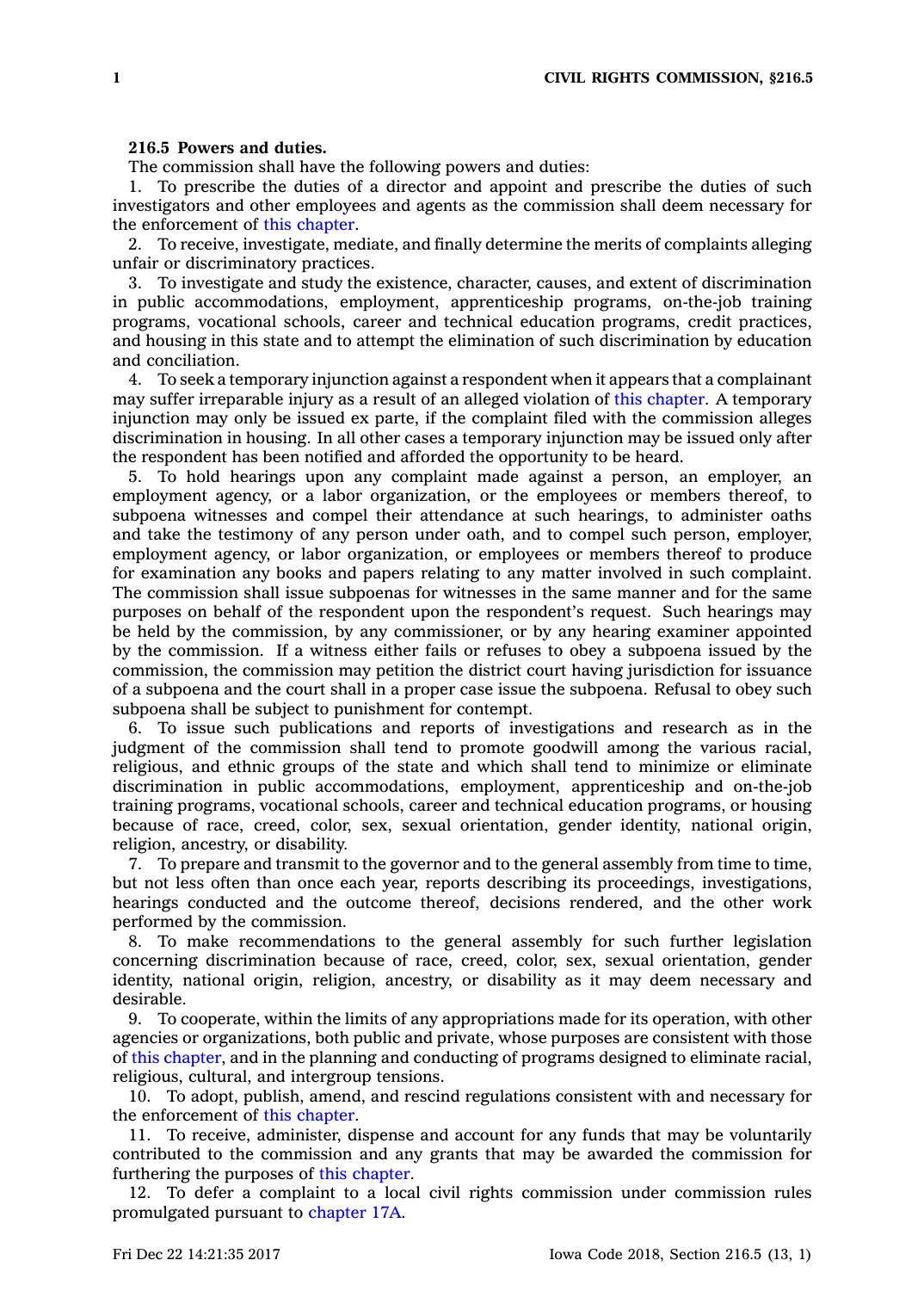**216.5 Powers and duties.**

The commission shall have the following powers and duties:

1. To prescribe the duties of a director and appoint and prescribe the duties of such investigators and other employees and agents as the commission shall deem necessary for the enforcement of this chapter.

2. To receive, investigate, mediate, and finally determine the merits of complaints alleging unfair or discriminatory practices.

3. To investigate and study the existence, character, causes, and extent of discrimination in public accommodations, employment, apprenticeship programs, on-the-job training programs, vocational schools, career and technical education programs, credit practices, and housing in this state and to attempt the elimination of such discrimination by education and conciliation.

4. To seek a temporary injunction against a respondent when it appears that a complainant may suffer irreparable injury as a result of an alleged violation of this chapter. A temporary injunction may only be issued ex parte, if the complaint filed with the commission alleges discrimination in housing. In all other cases a temporary injunction may be issued only after the respondent has been notified and afforded the opportunity to be heard.

5. To hold hearings upon any complaint made against a person, an employer, an employment agency, or a labor organization, or the employees or members thereof, to subpoena witnesses and compel their attendance at such hearings, to administer oaths and take the testimony of any person under oath, and to compel such person, employer, employment agency, or labor organization, or employees or members thereof to produce for examination any books and papers relating to any matter involved in such complaint. The commission shall issue subpoenas for witnesses in the same manner and for the same purposes on behalf of the respondent upon the respondent's request. Such hearings may be held by the commission, by any commissioner, or by any hearing examiner appointed by the commission. If a witness either fails or refuses to obey a subpoena issued by the commission, the commission may petition the district court having jurisdiction for issuance of a subpoena and the court shall in a proper case issue the subpoena. Refusal to obey such subpoena shall be subject to punishment for contempt.

6. To issue such publications and reports of investigations and research as in the judgment of the commission shall tend to promote goodwill among the various racial, religious, and ethnic groups of the state and which shall tend to minimize or eliminate discrimination in public accommodations, employment, apprenticeship and on-the-job training programs, vocational schools, career and technical education programs, or housing because of race, creed, color, sex, sexual orientation, gender identity, national origin, religion, ancestry, or disability.

7. To prepare and transmit to the governor and to the general assembly from time to time, but not less often than once each year, reports describing its proceedings, investigations, hearings conducted and the outcome thereof, decisions rendered, and the other work performed by the commission.

8. To make recommendations to the general assembly for such further legislation concerning discrimination because of race, creed, color, sex, sexual orientation, gender identity, national origin, religion, ancestry, or disability as it may deem necessary and desirable.

9. To cooperate, within the limits of any appropriations made for its operation, with other agencies or organizations, both public and private, whose purposes are consistent with those of this chapter, and in the planning and conducting of programs designed to eliminate racial, religious, cultural, and intergroup tensions.

10. To adopt, publish, amend, and rescind regulations consistent with and necessary for the enforcement of this chapter.

11. To receive, administer, dispense and account for any funds that may be voluntarily contributed to the commission and any grants that may be awarded the commission for furthering the purposes of this chapter.

12. To defer a complaint to a local civil rights commission under commission rules promulgated pursuant to chapter 17A.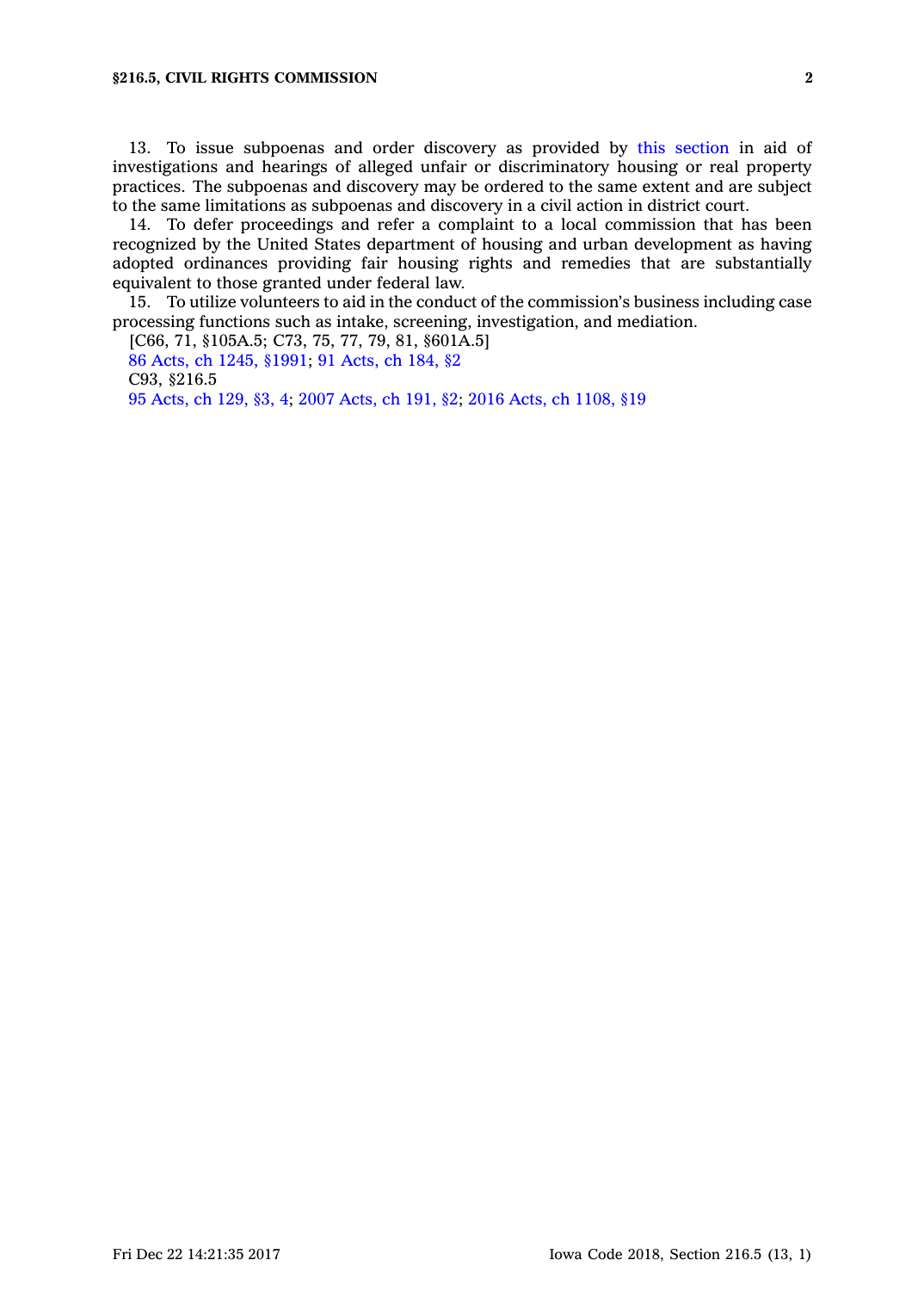13. To issue subpoenas and order discovery as provided by this section in aid of investigations and hearings of alleged unfair or discriminatory housing or real property practices. The subpoenas and discovery may be ordered to the same extent and are subject to the same limitations as subpoenas and discovery in a civil action in district court.

14. To defer proceedings and refer a complaint to a local commission that has been recognized by the United States department of housing and urban development as having adopted ordinances providing fair housing rights and remedies that are substantially equivalent to those granted under federal law.

15. To utilize volunteers to aid in the conduct of the commission's business including case processing functions such as intake, screening, investigation, and mediation.

[C66, 71, §105A.5; C73, 75, 77, 79, 81, §601A.5]

86 Acts, ch 1245, §1991; 91 Acts, ch 184, §2

C93, §216.5

95 Acts, ch 129, §3, 4; 2007 Acts, ch 191, §2; 2016 Acts, ch 1108, §19